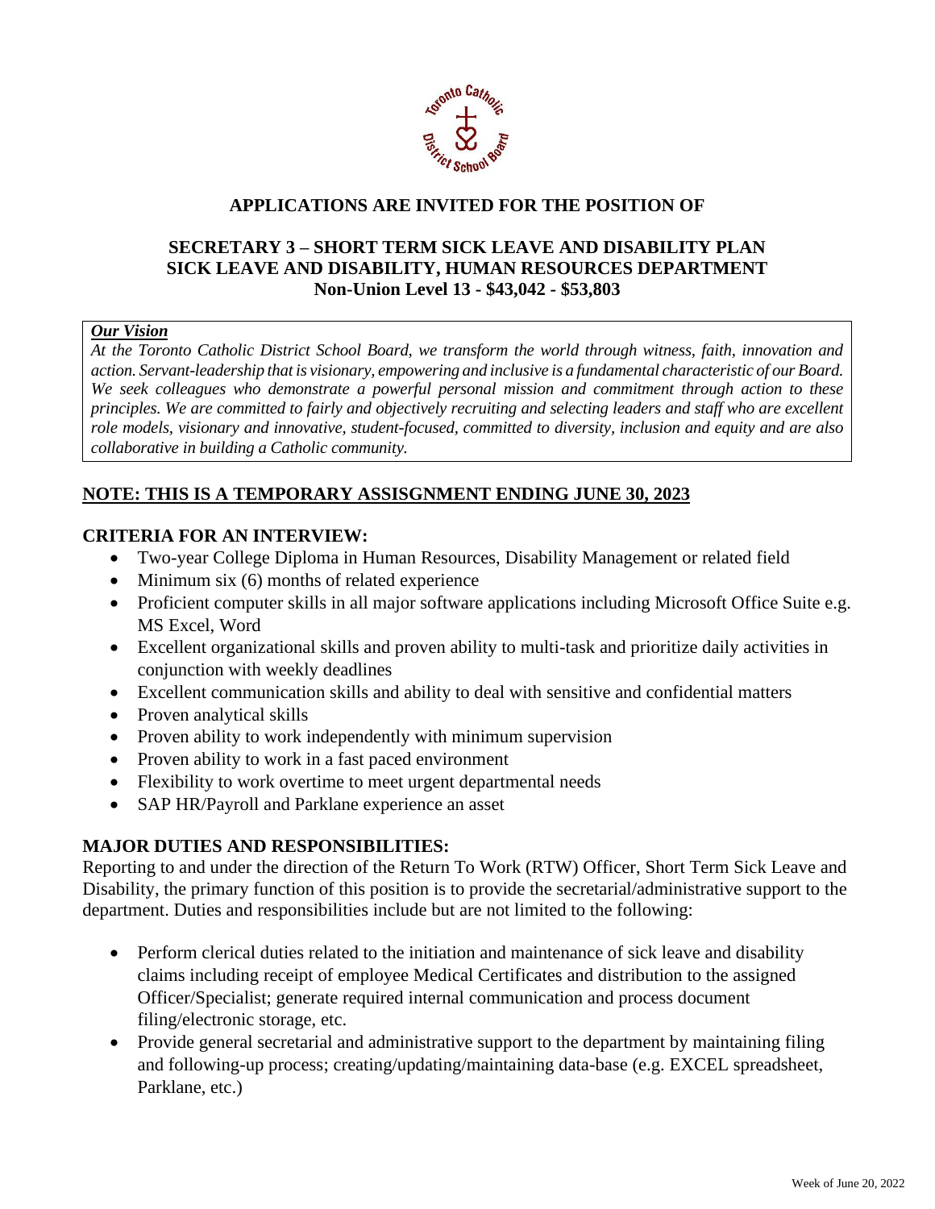**APPLICATIONS ARE INVITED FOR THE POSITION OF**

# SECRETARY 3 – SHORT TERM SICK LEAVE AND DISABILITY PLAN
## SICK LEAVE AND DISABILITY, HUMAN RESOURCES DEPARTMENT
### Non-Union Level 13 - $43,042 - $53,803

***Our Vision***

*At the Toronto Catholic District School Board, we transform the world through witness, faith, innovation and action. Servant-leadership that is visionary, empowering and inclusive is a fundamental characteristic of our Board. We seek colleagues who demonstrate a powerful personal mission and commitment through action to these principles. We are committed to fairly and objectively recruiting and selecting leaders and staff who are excellent role models, visionary and innovative, student-focused, committed to diversity, inclusion and equity and are also collaborative in building a Catholic community.*

**NOTE: THIS IS A TEMPORARY ASSISGNMENT ENDING JUNE 30, 2023**

## CRITERIA FOR AN INTERVIEW:

- Two-year College Diploma in Human Resources, Disability Management or related field
- Minimum six (6) months of related experience
- Proficient computer skills in all major software applications including Microsoft Office Suite e.g. MS Excel, Word
- Excellent organizational skills and proven ability to multi-task and prioritize daily activities in conjunction with weekly deadlines
- Excellent communication skills and ability to deal with sensitive and confidential matters
- Proven analytical skills
- Proven ability to work independently with minimum supervision
- Proven ability to work in a fast paced environment
- Flexibility to work overtime to meet urgent departmental needs
- SAP HR/Payroll and Parklane experience an asset

## MAJOR DUTIES AND RESPONSIBILITIES:

Reporting to and under the direction of the Return To Work (RTW) Officer, Short Term Sick Leave and Disability, the primary function of this position is to provide the secretarial/administrative support to the department. Duties and responsibilities include but are not limited to the following:

- Perform clerical duties related to the initiation and maintenance of sick leave and disability claims including receipt of employee Medical Certificates and distribution to the assigned Officer/Specialist; generate required internal communication and process document filing/electronic storage, etc.
- Provide general secretarial and administrative support to the department by maintaining filing and following-up process; creating/updating/maintaining data-base (e.g. EXCEL spreadsheet, Parklane, etc.)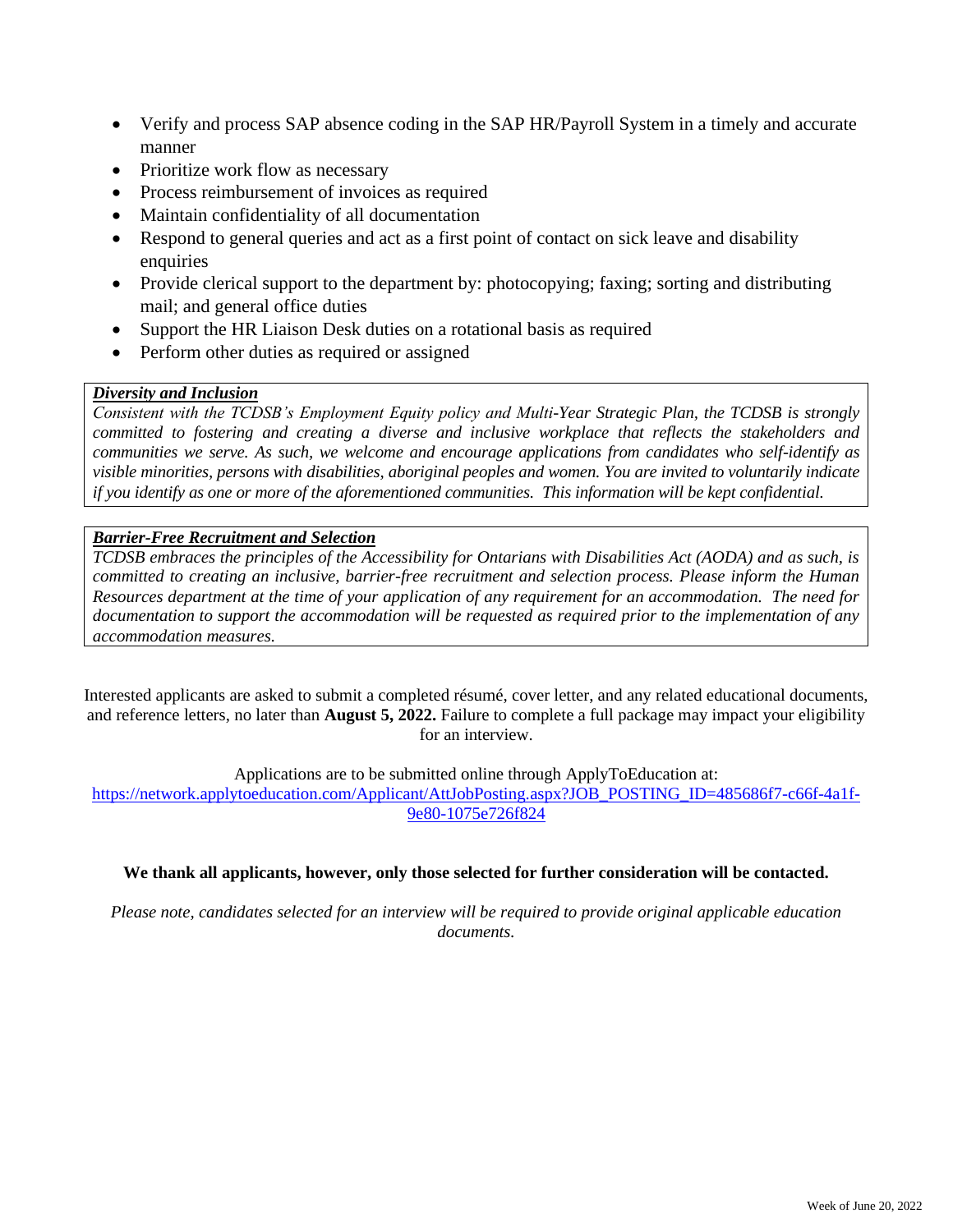- Verify and process SAP absence coding in the SAP HR/Payroll System in a timely and accurate manner
- Prioritize work flow as necessary
- Process reimbursement of invoices as required
- Maintain confidentiality of all documentation
- Respond to general queries and act as a first point of contact on sick leave and disability enquiries
- Provide clerical support to the department by: photocopying; faxing; sorting and distributing mail; and general office duties
- Support the HR Liaison Desk duties on a rotational basis as required
- Perform other duties as required or assigned

***Diversity and Inclusion***

*Consistent with the TCDSB's Employment Equity policy and Multi-Year Strategic Plan, the TCDSB is strongly committed to fostering and creating a diverse and inclusive workplace that reflects the stakeholders and communities we serve. As such, we welcome and encourage applications from candidates who self-identify as visible minorities, persons with disabilities, aboriginal peoples and women. You are invited to voluntarily indicate if you identify as one or more of the aforementioned communities. This information will be kept confidential.*

***Barrier-Free Recruitment and Selection***

*TCDSB embraces the principles of the Accessibility for Ontarians with Disabilities Act (AODA) and as such, is committed to creating an inclusive, barrier-free recruitment and selection process. Please inform the Human Resources department at the time of your application of any requirement for an accommodation. The need for documentation to support the accommodation will be requested as required prior to the implementation of any accommodation measures.*

Interested applicants are asked to submit a completed résumé, cover letter, and any related educational documents, and reference letters, no later than **August 5, 2022.** Failure to complete a full package may impact your eligibility for an interview.

Applications are to be submitted online through ApplyToEducation at:
https://network.applytoeducation.com/Applicant/AttJobPosting.aspx?JOB_POSTING_ID=485686f7-c66f-4a1f-9e80-1075e726f824

**We thank all applicants, however, only those selected for further consideration will be contacted.**

*Please note, candidates selected for an interview will be required to provide original applicable education documents.*